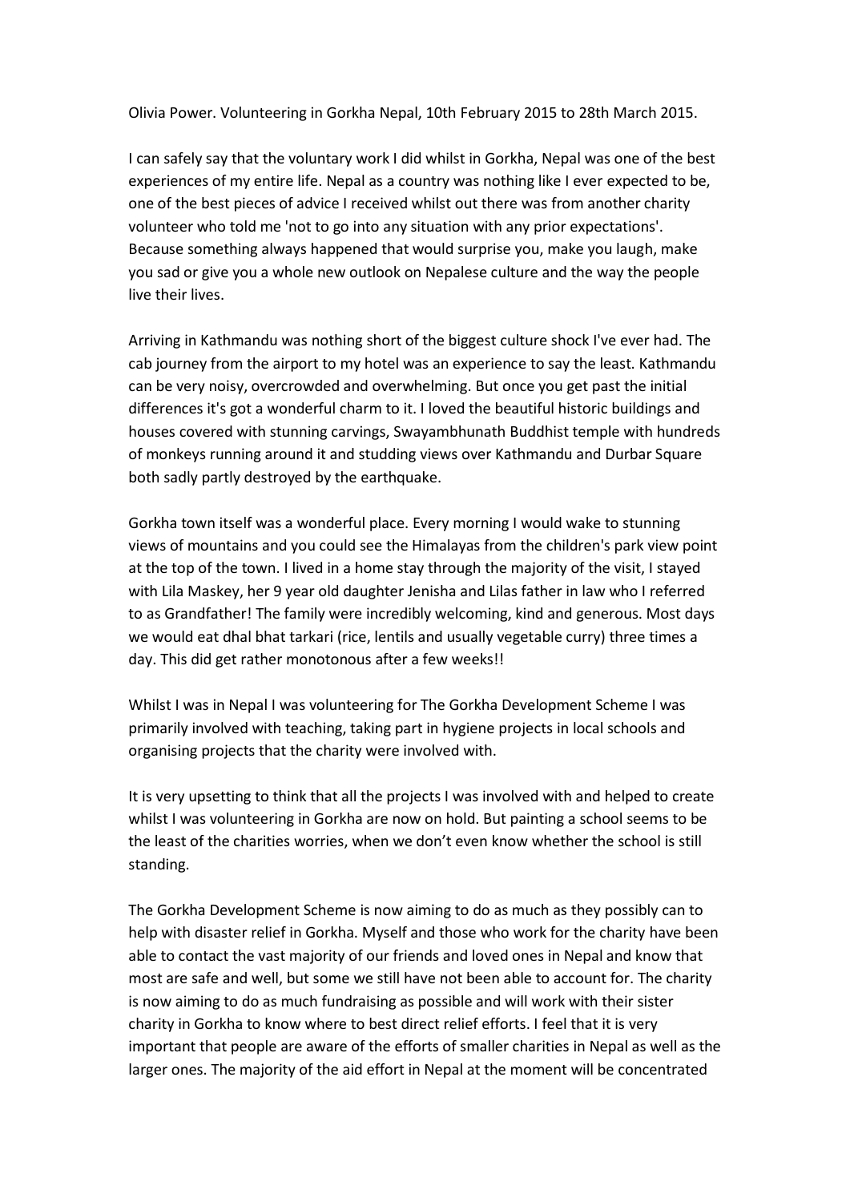Olivia Power. Volunteering in Gorkha Nepal, 10th February 2015 to 28th March 2015.

I can safely say that the voluntary work I did whilst in Gorkha, Nepal was one of the best experiences of my entire life. Nepal as a country was nothing like I ever expected to be, one of the best pieces of advice I received whilst out there was from another charity volunteer who told me 'not to go into any situation with any prior expectations'. Because something always happened that would surprise you, make you laugh, make you sad or give you a whole new outlook on Nepalese culture and the way the people live their lives.

Arriving in Kathmandu was nothing short of the biggest culture shock I've ever had. The cab journey from the airport to my hotel was an experience to say the least. Kathmandu can be very noisy, overcrowded and overwhelming. But once you get past the initial differences it's got a wonderful charm to it. I loved the beautiful historic buildings and houses covered with stunning carvings, Swayambhunath Buddhist temple with hundreds of monkeys running around it and studding views over Kathmandu and Durbar Square both sadly partly destroyed by the earthquake.

Gorkha town itself was a wonderful place. Every morning I would wake to stunning views of mountains and you could see the Himalayas from the children's park view point at the top of the town. I lived in a home stay through the majority of the visit, I stayed with Lila Maskey, her 9 year old daughter Jenisha and Lilas father in law who I referred to as Grandfather! The family were incredibly welcoming, kind and generous. Most days we would eat dhal bhat tarkari (rice, lentils and usually vegetable curry) three times a day. This did get rather monotonous after a few weeks!!

Whilst I was in Nepal I was volunteering for The Gorkha Development Scheme I was primarily involved with teaching, taking part in hygiene projects in local schools and organising projects that the charity were involved with.

It is very upsetting to think that all the projects I was involved with and helped to create whilst I was volunteering in Gorkha are now on hold. But painting a school seems to be the least of the charities worries, when we don't even know whether the school is still standing.

The Gorkha Development Scheme is now aiming to do as much as they possibly can to help with disaster relief in Gorkha. Myself and those who work for the charity have been able to contact the vast majority of our friends and loved ones in Nepal and know that most are safe and well, but some we still have not been able to account for. The charity is now aiming to do as much fundraising as possible and will work with their sister charity in Gorkha to know where to best direct relief efforts. I feel that it is very important that people are aware of the efforts of smaller charities in Nepal as well as the larger ones. The majority of the aid effort in Nepal at the moment will be concentrated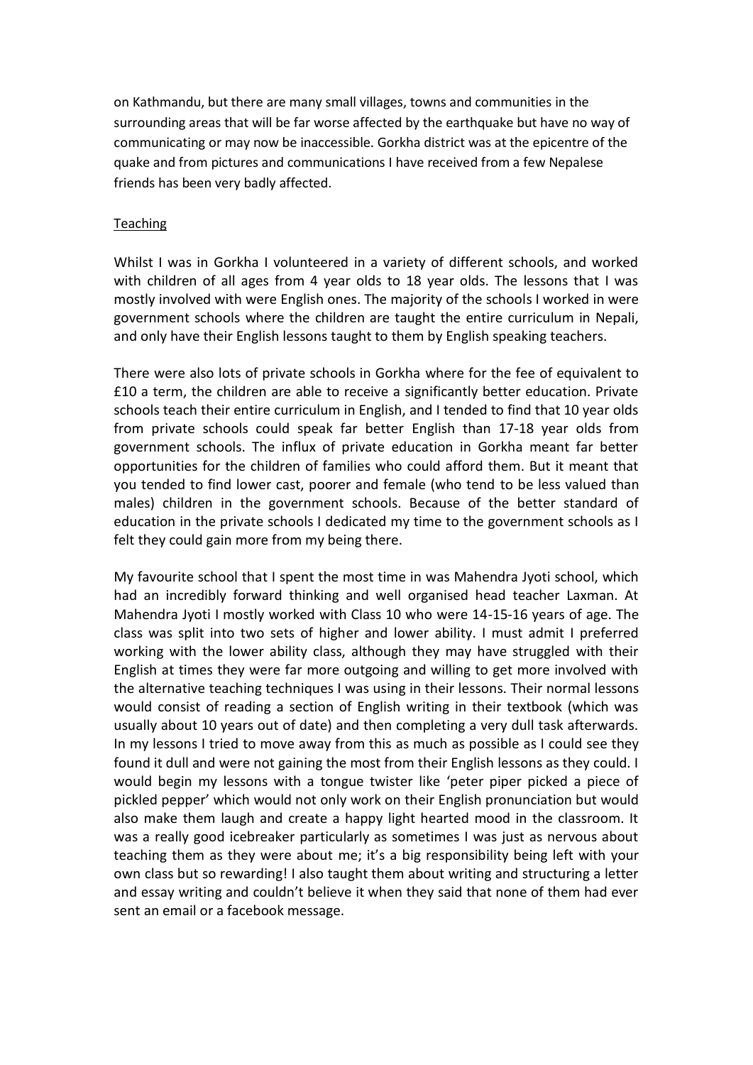on Kathmandu, but there are many small villages, towns and communities in the surrounding areas that will be far worse affected by the earthquake but have no way of communicating or may now be inaccessible. Gorkha district was at the epicentre of the quake and from pictures and communications I have received from a few Nepalese friends has been very badly affected.

## Teaching

Whilst I was in Gorkha I volunteered in a variety of different schools, and worked with children of all ages from 4 year olds to 18 year olds. The lessons that I was mostly involved with were English ones. The majority of the schools I worked in were government schools where the children are taught the entire curriculum in Nepali, and only have their English lessons taught to them by English speaking teachers.

There were also lots of private schools in Gorkha where for the fee of equivalent to £10 a term, the children are able to receive a significantly better education. Private schools teach their entire curriculum in English, and I tended to find that 10 year olds from private schools could speak far better English than 17-18 year olds from government schools. The influx of private education in Gorkha meant far better opportunities for the children of families who could afford them. But it meant that you tended to find lower cast, poorer and female (who tend to be less valued than males) children in the government schools. Because of the better standard of education in the private schools I dedicated my time to the government schools as I felt they could gain more from my being there.

My favourite school that I spent the most time in was Mahendra Jyoti school, which had an incredibly forward thinking and well organised head teacher Laxman. At Mahendra Jyoti I mostly worked with Class 10 who were 14-15-16 years of age. The class was split into two sets of higher and lower ability. I must admit I preferred working with the lower ability class, although they may have struggled with their English at times they were far more outgoing and willing to get more involved with the alternative teaching techniques I was using in their lessons. Their normal lessons would consist of reading a section of English writing in their textbook (which was usually about 10 years out of date) and then completing a very dull task afterwards. In my lessons I tried to move away from this as much as possible as I could see they found it dull and were not gaining the most from their English lessons as they could. I would begin my lessons with a tongue twister like 'peter piper picked a piece of pickled pepper' which would not only work on their English pronunciation but would also make them laugh and create a happy light hearted mood in the classroom. It was a really good icebreaker particularly as sometimes I was just as nervous about teaching them as they were about me; it's a big responsibility being left with your own class but so rewarding! I also taught them about writing and structuring a letter and essay writing and couldn't believe it when they said that none of them had ever sent an email or a facebook message.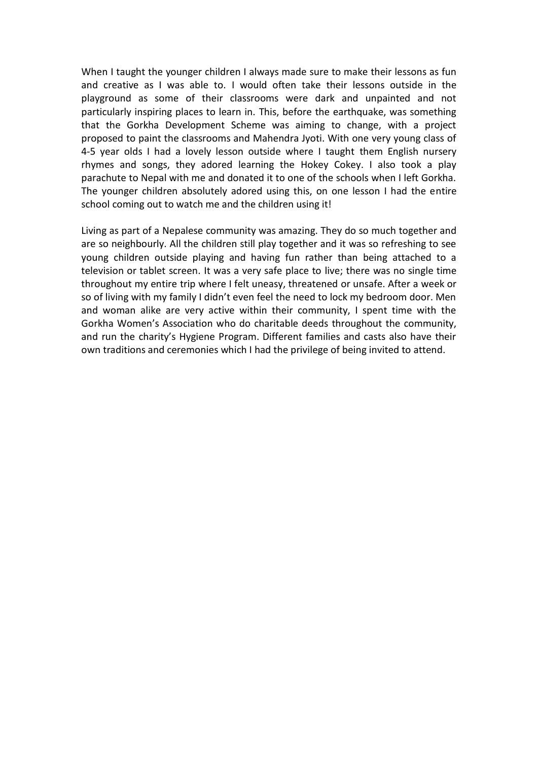When I taught the younger children I always made sure to make their lessons as fun and creative as I was able to. I would often take their lessons outside in the playground as some of their classrooms were dark and unpainted and not particularly inspiring places to learn in. This, before the earthquake, was something that the Gorkha Development Scheme was aiming to change, with a project proposed to paint the classrooms and Mahendra Jyoti. With one very young class of 4-5 year olds I had a lovely lesson outside where I taught them English nursery rhymes and songs, they adored learning the Hokey Cokey. I also took a play parachute to Nepal with me and donated it to one of the schools when I left Gorkha. The younger children absolutely adored using this, on one lesson I had the entire school coming out to watch me and the children using it!

Living as part of a Nepalese community was amazing. They do so much together and are so neighbourly. All the children still play together and it was so refreshing to see young children outside playing and having fun rather than being attached to a television or tablet screen. It was a very safe place to live; there was no single time throughout my entire trip where I felt uneasy, threatened or unsafe. After a week or so of living with my family I didn't even feel the need to lock my bedroom door. Men and woman alike are very active within their community, I spent time with the Gorkha Women's Association who do charitable deeds throughout the community, and run the charity's Hygiene Program. Different families and casts also have their own traditions and ceremonies which I had the privilege of being invited to attend.